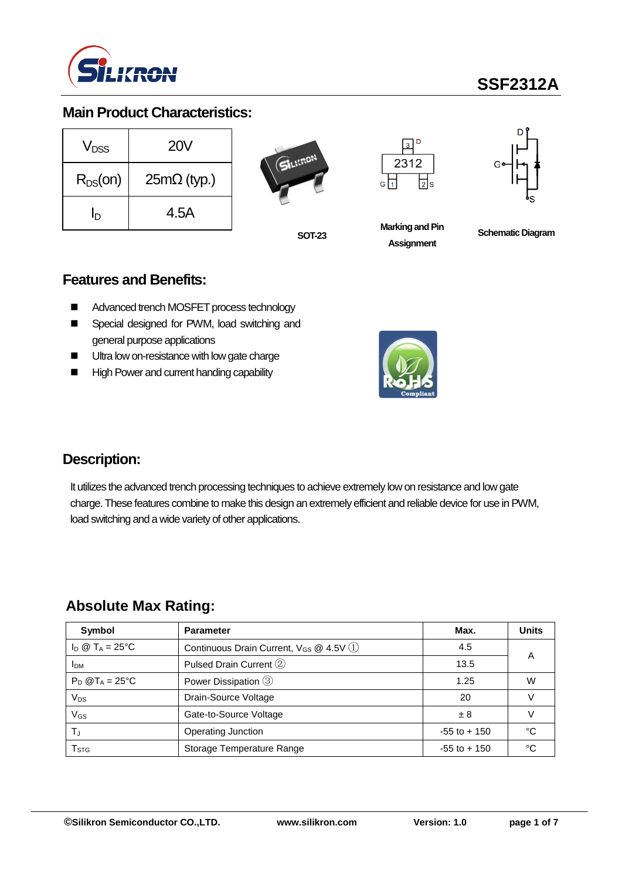# SSF2312A

## Main Product Characteristics:

| | |
|---|---|
| $V_{DSS}$ | 20V |
| $R_{DS}$(on) | 25mΩ (typ.) |
| $I_D$ | 4.5A |

SOT-23

Marking and Pin Assignment

Schematic Diagram

## Features and Benefits:

- Advanced trench MOSFET process technology
- Special designed for PWM, load switching and general purpose applications
- Ultra low on-resistance with low gate charge
- High Power and current handing capability

## Description:

It utilizes the advanced trench processing techniques to achieve extremely low on resistance and low gate charge. These features combine to make this design an extremely efficient and reliable device for use in PWM, load switching and a wide variety of other applications.

## Absolute Max Rating:

| Symbol | Parameter | Max. | Units |
|---|---|---|---|
| $I_D$ @ $T_A$ = 25°C | Continuous Drain Current, $V_{GS}$ @ 4.5V ① | 4.5 | A |
| $I_{DM}$ | Pulsed Drain Current ② | 13.5 | |
| $P_D$ @$T_A$ = 25°C | Power Dissipation ③ | 1.25 | W |
| $V_{DS}$ | Drain-Source Voltage | 20 | V |
| $V_{GS}$ | Gate-to-Source Voltage | ± 8 | V |
| $T_J$ | Operating Junction | -55 to + 150 | °C |
| $T_{STG}$ | Storage Temperature Range | -55 to + 150 | °C |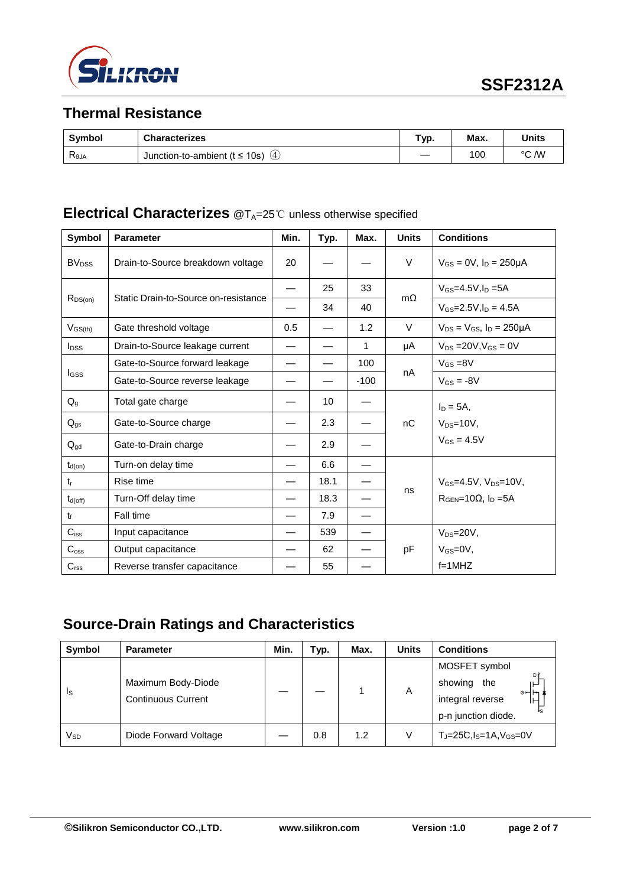## Thermal Resistance

| Symbol | Characterizes | Typ. | Max. | Units |
|---|---|---|---|---|
| $R_{\theta JA}$ | Junction-to-ambient (t ≤ 10s) ④ | — | 100 | °C /W |

## Electrical Characterizes @$T_A$=25℃ unless otherwise specified

| Symbol | Parameter | Min. | Typ. | Max. | Units | Conditions |
|---|---|---|---|---|---|---|
| $BV_{DSS}$ | Drain-to-Source breakdown voltage | 20 | — | — | V | $V_{GS}$ = 0V, $I_D$ = 250μA |
| $R_{DS(on)}$ | Static Drain-to-Source on-resistance | — | 25 | 33 | mΩ | $V_{GS}$=4.5V,$I_D$ =5A |
| | | — | 34 | 40 | | $V_{GS}$=2.5V,$I_D$ = 4.5A |
| $V_{GS(th)}$ | Gate threshold voltage | 0.5 | — | 1.2 | V | $V_{DS}$ = $V_{GS}$, $I_D$ = 250μA |
| $I_{DSS}$ | Drain-to-Source leakage current | — | — | 1 | μA | $V_{DS}$ =20V,$V_{GS}$ = 0V |
| $I_{GSS}$ | Gate-to-Source forward leakage | — | — | 100 | nA | $V_{GS}$ =8V |
| | Gate-to-Source reverse leakage | — | — | -100 | | $V_{GS}$ = -8V |
| $Q_g$ | Total gate charge | — | 10 | — | nC | $I_D$ = 5A, $V_{DS}$=10V, $V_{GS}$ = 4.5V |
| $Q_{gs}$ | Gate-to-Source charge | — | 2.3 | — | | |
| $Q_{gd}$ | Gate-to-Drain charge | — | 2.9 | — | | |
| $t_{d(on)}$ | Turn-on delay time | — | 6.6 | — | ns | $V_{GS}$=4.5V, $V_{DS}$=10V, $R_{GEN}$=10Ω, $I_D$ =5A |
| $t_r$ | Rise time | — | 18.1 | — | | |
| $t_{d(off)}$ | Turn-Off delay time | — | 18.3 | — | | |
| $t_f$ | Fall time | — | 7.9 | — | | |
| $C_{iss}$ | Input capacitance | — | 539 | — | pF | $V_{DS}$=20V, $V_{GS}$=0V, f=1MHZ |
| $C_{oss}$ | Output capacitance | — | 62 | — | | |
| $C_{rss}$ | Reverse transfer capacitance | — | 55 | — | | |

## Source-Drain Ratings and Characteristics

| Symbol | Parameter | Min. | Typ. | Max. | Units | Conditions |
|---|---|---|---|---|---|---|
| $I_S$ | Maximum Body-Diode Continuous Current | — | — | 1 | A | MOSFET symbol showing the integral reverse p-n junction diode. |
| $V_{SD}$ | Diode Forward Voltage | — | 0.8 | 1.2 | V | $T_J$=25℃,$I_S$=1A,$V_{GS}$=0V |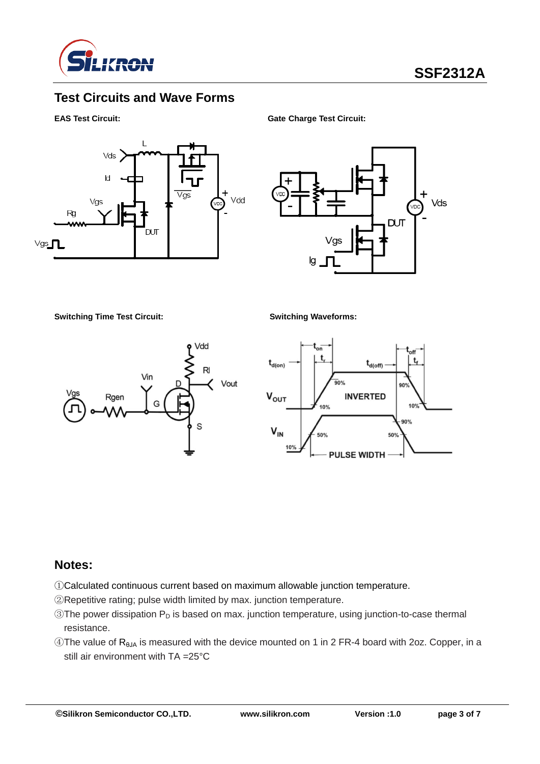## Test Circuits and Wave Forms

**EAS Test Circuit:**

**Gate Charge Test Circuit:**

**Switching Time Test Circuit:**

**Switching Waveforms:**

## Notes:

①Calculated continuous current based on maximum allowable junction temperature.

②Repetitive rating; pulse width limited by max. junction temperature.

③The power dissipation $P_D$ is based on max. junction temperature, using junction-to-case thermal resistance.

④The value of $R_{\theta JA}$ is measured with the device mounted on 1 in 2 FR-4 board with 2oz. Copper, in a still air environment with TA =25°C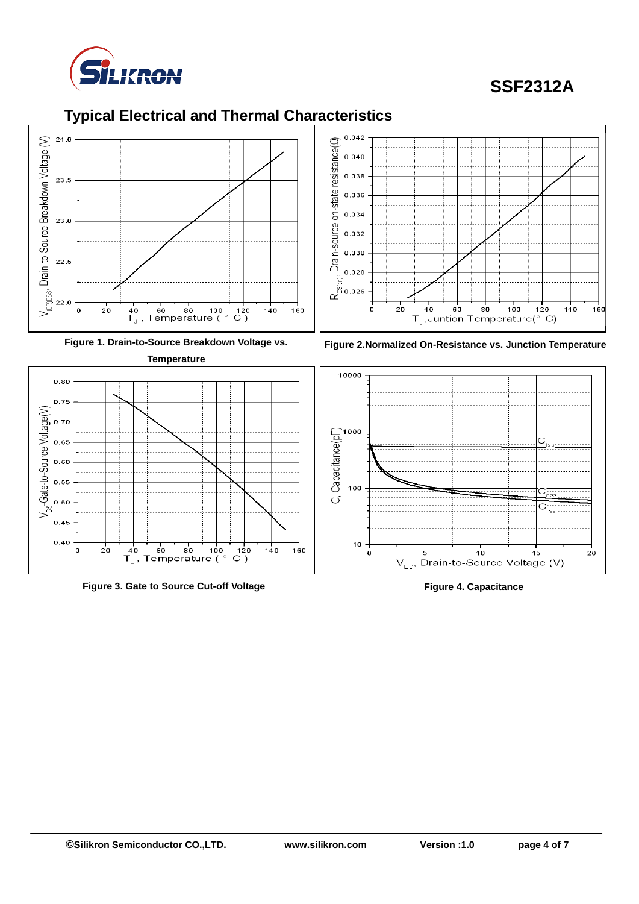## Typical Electrical and Thermal Characteristics

**Figure 1. Drain-to-Source Breakdown Voltage vs. Temperature**

**Figure 2.Normalized On-Resistance vs. Junction Temperature**

**Figure 3. Gate to Source Cut-off Voltage**

**Figure 4. Capacitance**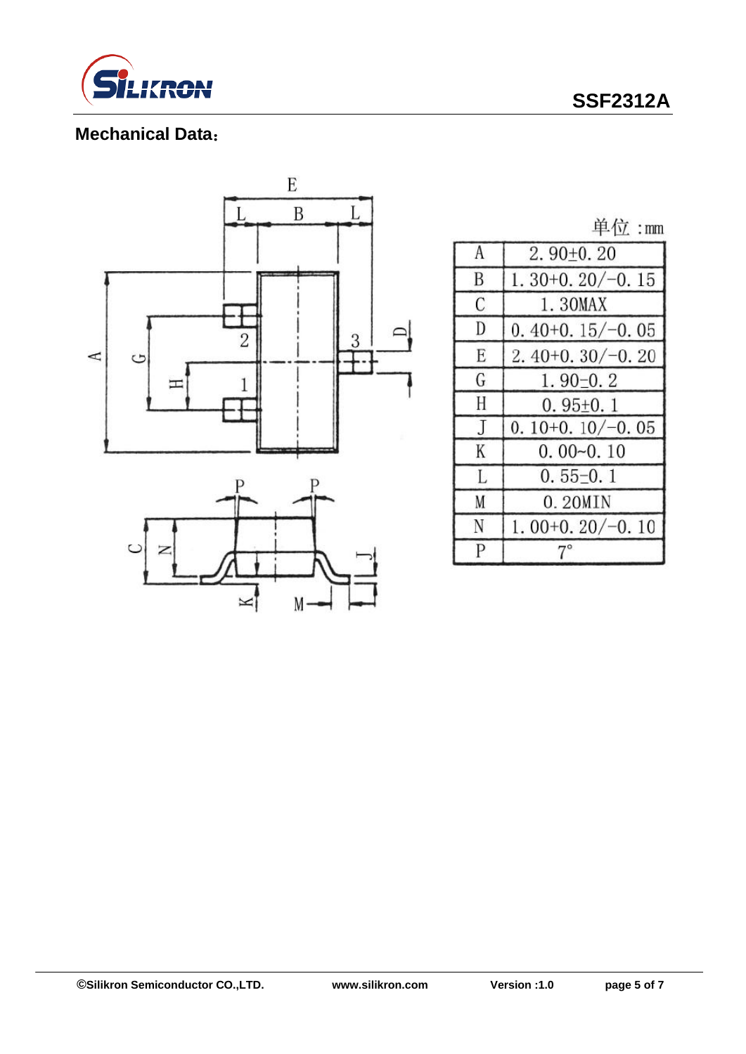## Mechanical Data：

单位 :mm

| | |
|---|---|
| A | 2. 90±0. 20 |
| B | 1. 30+0. 20/−0. 15 |
| C | 1. 30MAX |
| D | 0. 40+0. 15/−0. 05 |
| E | 2. 40+0. 30/−0. 20 |
| G | 1. 90±0. 2 |
| H | 0. 95±0. 1 |
| J | 0. 10+0. 10/−0. 05 |
| K | 0. 00~0. 10 |
| L | 0. 55±0. 1 |
| M | 0. 20MIN |
| N | 1. 00+0. 20/−0. 10 |
| P | 7° |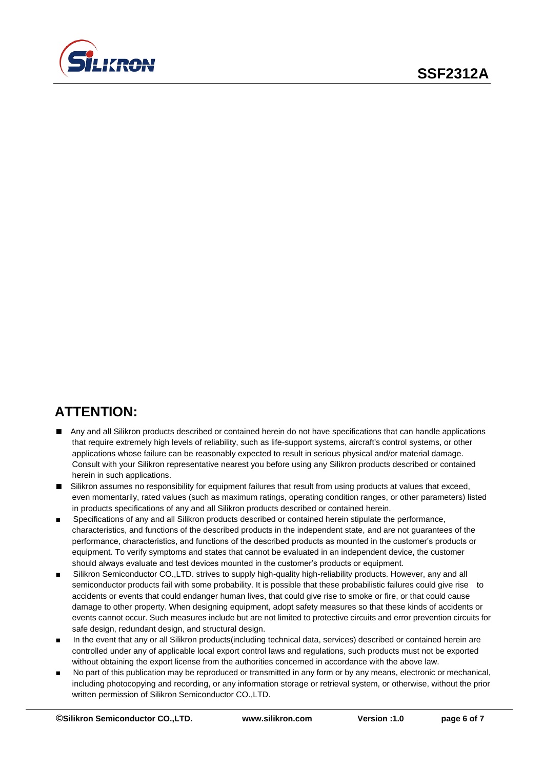## ATTENTION:

- Any and all Silikron products described or contained herein do not have specifications that can handle applications that require extremely high levels of reliability, such as life-support systems, aircraft's control systems, or other applications whose failure can be reasonably expected to result in serious physical and/or material damage. Consult with your Silikron representative nearest you before using any Silikron products described or contained herein in such applications.
- Silikron assumes no responsibility for equipment failures that result from using products at values that exceed, even momentarily, rated values (such as maximum ratings, operating condition ranges, or other parameters) listed in products specifications of any and all Silikron products described or contained herein.
- Specifications of any and all Silikron products described or contained herein stipulate the performance, characteristics, and functions of the described products in the independent state, and are not guarantees of the performance, characteristics, and functions of the described products as mounted in the customer's products or equipment. To verify symptoms and states that cannot be evaluated in an independent device, the customer should always evaluate and test devices mounted in the customer's products or equipment.
- Silikron Semiconductor CO.,LTD. strives to supply high-quality high-reliability products. However, any and all semiconductor products fail with some probability. It is possible that these probabilistic failures could give rise to accidents or events that could endanger human lives, that could give rise to smoke or fire, or that could cause damage to other property. When designing equipment, adopt safety measures so that these kinds of accidents or events cannot occur. Such measures include but are not limited to protective circuits and error prevention circuits for safe design, redundant design, and structural design.
- In the event that any or all Silikron products(including technical data, services) described or contained herein are controlled under any of applicable local export control laws and regulations, such products must not be exported without obtaining the export license from the authorities concerned in accordance with the above law.
- No part of this publication may be reproduced or transmitted in any form or by any means, electronic or mechanical, including photocopying and recording, or any information storage or retrieval system, or otherwise, without the prior written permission of Silikron Semiconductor CO.,LTD.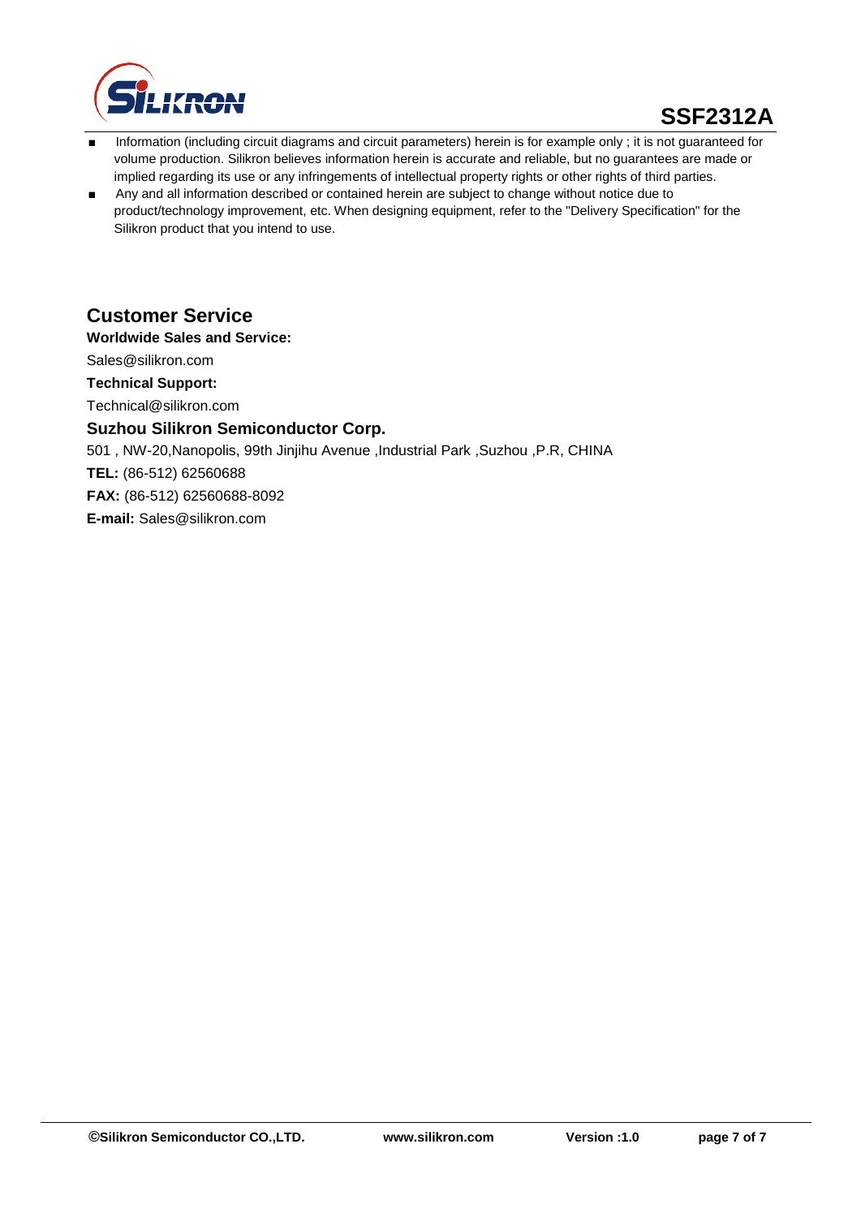- Information (including circuit diagrams and circuit parameters) herein is for example only ; it is not guaranteed for volume production. Silikron believes information herein is accurate and reliable, but no guarantees are made or implied regarding its use or any infringements of intellectual property rights or other rights of third parties.
- Any and all information described or contained herein are subject to change without notice due to product/technology improvement, etc. When designing equipment, refer to the "Delivery Specification" for the Silikron product that you intend to use.

## Customer Service

**Worldwide Sales and Service:**

Sales@silikron.com

**Technical Support:**

Technical@silikron.com

### Suzhou Silikron Semiconductor Corp.

501 , NW-20,Nanopolis, 99th Jinjihu Avenue ,Industrial Park ,Suzhou ,P.R, CHINA

**TEL:** (86-512) 62560688

**FAX:** (86-512) 62560688-8092

**E-mail:** Sales@silikron.com